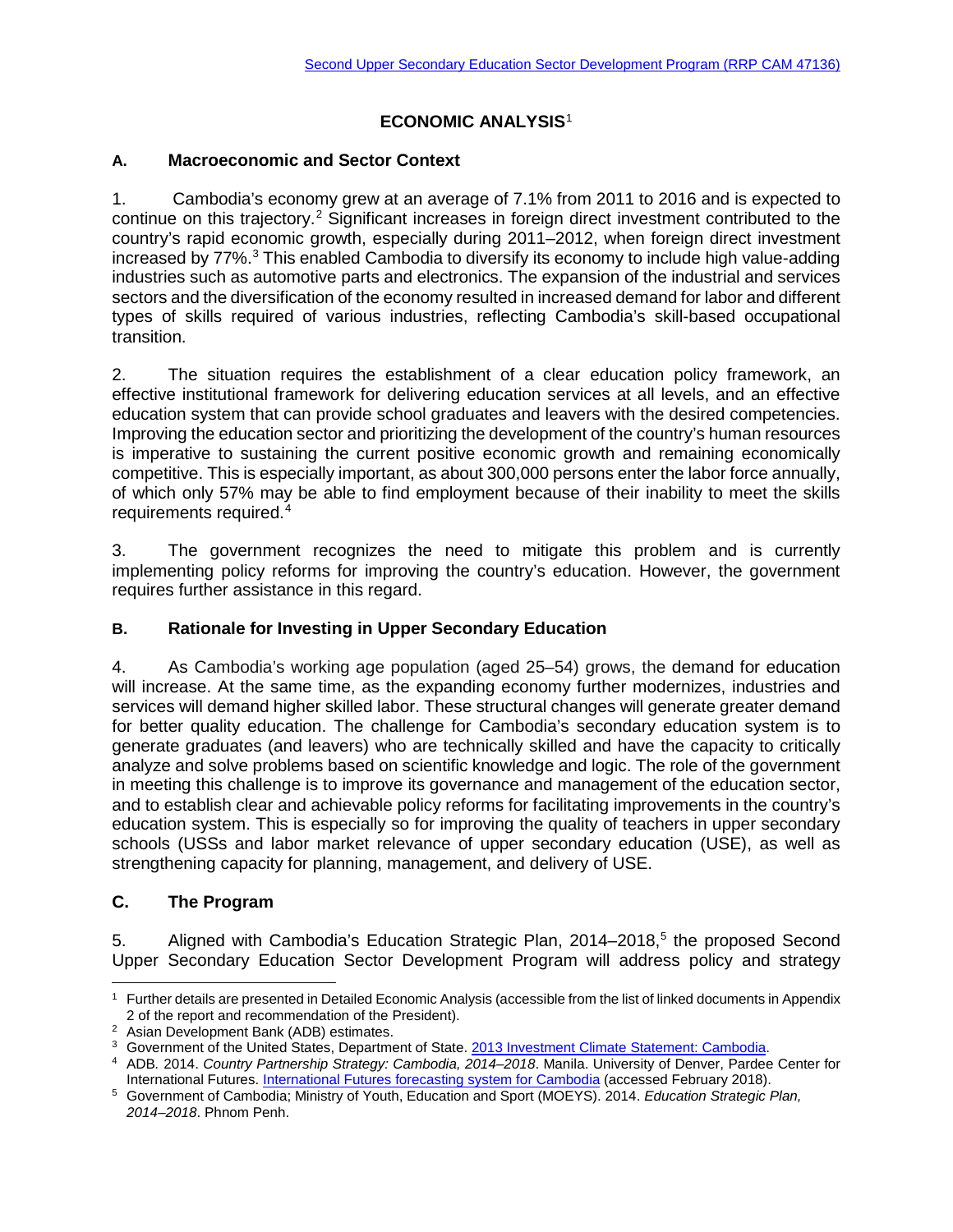# ECONOMIC ANALYSIS[1]

## A. Macroeconomic and Sector Context

1. Cambodia's economy grew at an average of 7.1% from 2011 to 2016 and is expected to continue on this trajectory.[2] Significant increases in foreign direct investment contributed to the country's rapid economic growth, especially during 2011–2012, when foreign direct investment increased by 77%.[3] This enabled Cambodia to diversify its economy to include high value-adding industries such as automotive parts and electronics. The expansion of the industrial and services sectors and the diversification of the economy resulted in increased demand for labor and different types of skills required of various industries, reflecting Cambodia's skill-based occupational transition.

2. The situation requires the establishment of a clear education policy framework, an effective institutional framework for delivering education services at all levels, and an effective education system that can provide school graduates and leavers with the desired competencies. Improving the education sector and prioritizing the development of the country's human resources is imperative to sustaining the current positive economic growth and remaining economically competitive. This is especially important, as about 300,000 persons enter the labor force annually, of which only 57% may be able to find employment because of their inability to meet the skills requirements required.[4]

3. The government recognizes the need to mitigate this problem and is currently implementing policy reforms for improving the country's education. However, the government requires further assistance in this regard.

## B. Rationale for Investing in Upper Secondary Education

4. As Cambodia's working age population (aged 25–54) grows, the demand for education will increase. At the same time, as the expanding economy further modernizes, industries and services will demand higher skilled labor. These structural changes will generate greater demand for better quality education. The challenge for Cambodia's secondary education system is to generate graduates (and leavers) who are technically skilled and have the capacity to critically analyze and solve problems based on scientific knowledge and logic. The role of the government in meeting this challenge is to improve its governance and management of the education sector, and to establish clear and achievable policy reforms for facilitating improvements in the country's education system. This is especially so for improving the quality of teachers in upper secondary schools (USSs and labor market relevance of upper secondary education (USE), as well as strengthening capacity for planning, management, and delivery of USE.

## C. The Program

5. Aligned with Cambodia's Education Strategic Plan, 2014–2018,[5] the proposed Second Upper Secondary Education Sector Development Program will address policy and strategy

---

[1] Further details are presented in Detailed Economic Analysis (accessible from the list of linked documents in Appendix 2 of the report and recommendation of the President).

[2] Asian Development Bank (ADB) estimates.

[3] Government of the United States, Department of State. 2013 Investment Climate Statement: Cambodia.

[4] ADB. 2014. *Country Partnership Strategy: Cambodia, 2014–2018*. Manila. University of Denver, Pardee Center for International Futures. International Futures forecasting system for Cambodia (accessed February 2018).

[5] Government of Cambodia; Ministry of Youth, Education and Sport (MOEYS). 2014. *Education Strategic Plan, 2014–2018*. Phnom Penh.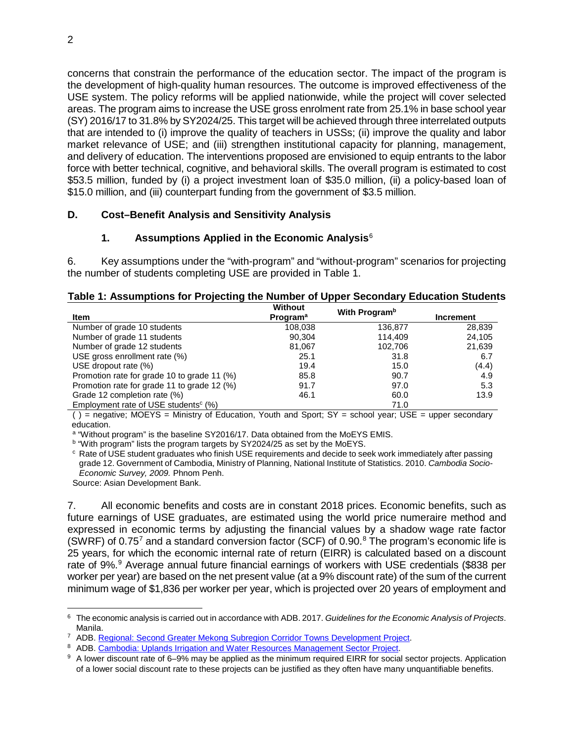concerns that constrain the performance of the education sector. The impact of the program is the development of high-quality human resources. The outcome is improved effectiveness of the USE system. The policy reforms will be applied nationwide, while the project will cover selected areas. The program aims to increase the USE gross enrolment rate from 25.1% in base school year (SY) 2016/17 to 31.8% by SY2024/25. This target will be achieved through three interrelated outputs that are intended to (i) improve the quality of teachers in USSs; (ii) improve the quality and labor market relevance of USE; and (iii) strengthen institutional capacity for planning, management, and delivery of education. The interventions proposed are envisioned to equip entrants to the labor force with better technical, cognitive, and behavioral skills. The overall program is estimated to cost $53.5 million, funded by (i) a project investment loan of $35.0 million, (ii) a policy-based loan of $15.0 million, and (iii) counterpart funding from the government of $3.5 million.

## D. Cost–Benefit Analysis and Sensitivity Analysis

### 1. Assumptions Applied in the Economic Analysis[6]

6. Key assumptions under the "with-program" and "without-program" scenarios for projecting the number of students completing USE are provided in Table 1.

**Table 1: Assumptions for Projecting the Number of Upper Secondary Education Students**

| Item | Without Program[a] | With Program[b] | Increment |
|---|---|---|---|
| Number of grade 10 students | 108,038 | 136,877 | 28,839 |
| Number of grade 11 students | 90,304 | 114,409 | 24,105 |
| Number of grade 12 students | 81,067 | 102,706 | 21,639 |
| USE gross enrollment rate (%) | 25.1 | 31.8 | 6.7 |
| USE dropout rate (%) | 19.4 | 15.0 | (4.4) |
| Promotion rate for grade 10 to grade 11 (%) | 85.8 | 90.7 | 4.9 |
| Promotion rate for grade 11 to grade 12 (%) | 91.7 | 97.0 | 5.3 |
| Grade 12 completion rate (%) | 46.1 | 60.0 | 13.9 |
| Employment rate of USE students[c] (%) | | 71.0 | |

( ) = negative; MOEYS = Ministry of Education, Youth and Sport; SY = school year; USE = upper secondary education.

[a] "Without program" is the baseline SY2016/17. Data obtained from the MoEYS EMIS.

[b] "With program" lists the program targets by SY2024/25 as set by the MoEYS.

[c] Rate of USE student graduates who finish USE requirements and decide to seek work immediately after passing grade 12. Government of Cambodia, Ministry of Planning, National Institute of Statistics. 2010. *Cambodia Socio-Economic Survey, 2009.* Phnom Penh.

Source: Asian Development Bank.

7. All economic benefits and costs are in constant 2018 prices. Economic benefits, such as future earnings of USE graduates, are estimated using the world price numeraire method and expressed in economic terms by adjusting the financial values by a shadow wage rate factor (SWRF) of 0.75[7] and a standard conversion factor (SCF) of 0.90.[8] The program's economic life is 25 years, for which the economic internal rate of return (EIRR) is calculated based on a discount rate of 9%.[9] Average annual future financial earnings of workers with USE credentials ($838 per worker per year) are based on the net present value (at a 9% discount rate) of the sum of the current minimum wage of $1,836 per worker per year, which is projected over 20 years of employment and

---

[6] The economic analysis is carried out in accordance with ADB. 2017. *Guidelines for the Economic Analysis of Projects*. Manila.

[7] ADB. Regional: Second Greater Mekong Subregion Corridor Towns Development Project.

[8] ADB. Cambodia: Uplands Irrigation and Water Resources Management Sector Project.

[9] A lower discount rate of 6–9% may be applied as the minimum required EIRR for social sector projects. Application of a lower social discount rate to these projects can be justified as they often have many unquantifiable benefits.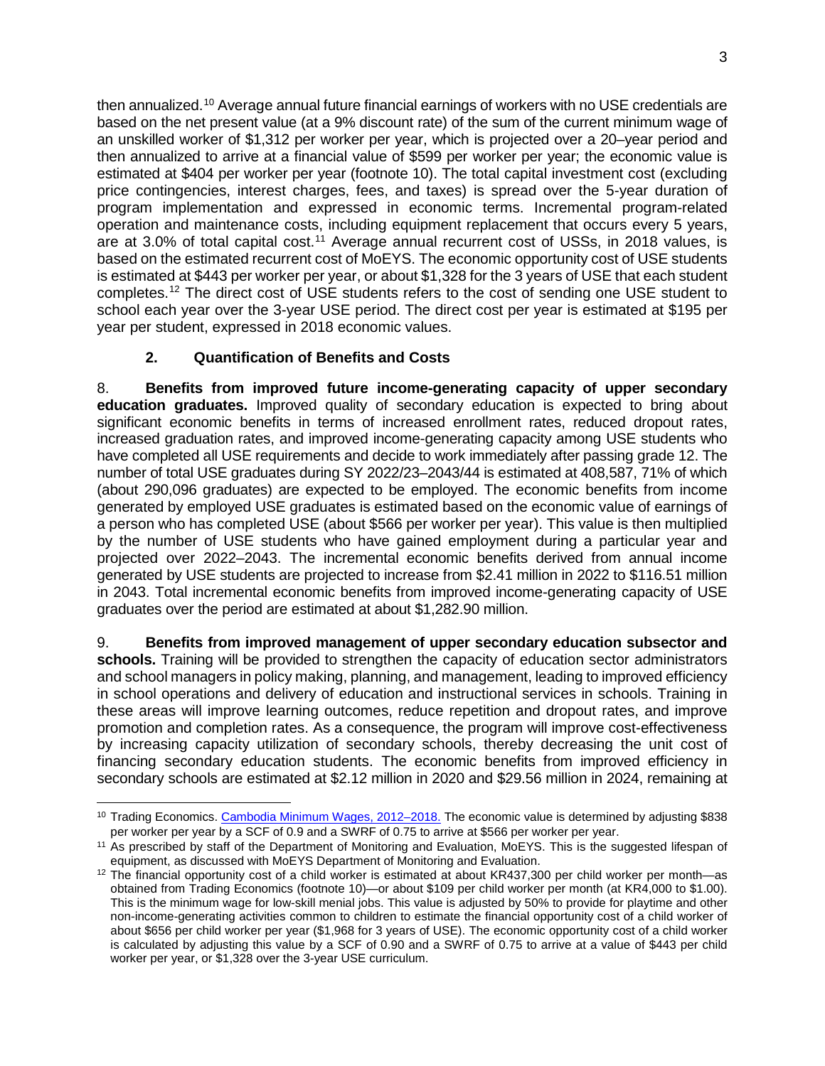then annualized.[10] Average annual future financial earnings of workers with no USE credentials are based on the net present value (at a 9% discount rate) of the sum of the current minimum wage of an unskilled worker of $1,312 per worker per year, which is projected over a 20–year period and then annualized to arrive at a financial value of $599 per worker per year; the economic value is estimated at $404 per worker per year (footnote 10). The total capital investment cost (excluding price contingencies, interest charges, fees, and taxes) is spread over the 5-year duration of program implementation and expressed in economic terms. Incremental program-related operation and maintenance costs, including equipment replacement that occurs every 5 years, are at 3.0% of total capital cost.[11] Average annual recurrent cost of USSs, in 2018 values, is based on the estimated recurrent cost of MoEYS. The economic opportunity cost of USE students is estimated at $443 per worker per year, or about $1,328 for the 3 years of USE that each student completes.[12] The direct cost of USE students refers to the cost of sending one USE student to school each year over the 3-year USE period. The direct cost per year is estimated at $195 per year per student, expressed in 2018 economic values.

### 2. Quantification of Benefits and Costs

8. **Benefits from improved future income-generating capacity of upper secondary education graduates.** Improved quality of secondary education is expected to bring about significant economic benefits in terms of increased enrollment rates, reduced dropout rates, increased graduation rates, and improved income-generating capacity among USE students who have completed all USE requirements and decide to work immediately after passing grade 12. The number of total USE graduates during SY 2022/23–2043/44 is estimated at 408,587, 71% of which (about 290,096 graduates) are expected to be employed. The economic benefits from income generated by employed USE graduates is estimated based on the economic value of earnings of a person who has completed USE (about $566 per worker per year). This value is then multiplied by the number of USE students who have gained employment during a particular year and projected over 2022–2043. The incremental economic benefits derived from annual income generated by USE students are projected to increase from $2.41 million in 2022 to $116.51 million in 2043. Total incremental economic benefits from improved income-generating capacity of USE graduates over the period are estimated at about $1,282.90 million.

9. **Benefits from improved management of upper secondary education subsector and schools.** Training will be provided to strengthen the capacity of education sector administrators and school managers in policy making, planning, and management, leading to improved efficiency in school operations and delivery of education and instructional services in schools. Training in these areas will improve learning outcomes, reduce repetition and dropout rates, and improve promotion and completion rates. As a consequence, the program will improve cost-effectiveness by increasing capacity utilization of secondary schools, thereby decreasing the unit cost of financing secondary education students. The economic benefits from improved efficiency in secondary schools are estimated at $2.12 million in 2020 and $29.56 million in 2024, remaining at

---

[10] Trading Economics. Cambodia Minimum Wages, 2012–2018. The economic value is determined by adjusting $838 per worker per year by a SCF of 0.9 and a SWRF of 0.75 to arrive at $566 per worker per year.

[11] As prescribed by staff of the Department of Monitoring and Evaluation, MoEYS. This is the suggested lifespan of equipment, as discussed with MoEYS Department of Monitoring and Evaluation.

[12] The financial opportunity cost of a child worker is estimated at about KR437,300 per child worker per month—as obtained from Trading Economics (footnote 10)—or about $109 per child worker per month (at KR4,000 to $1.00). This is the minimum wage for low-skill menial jobs. This value is adjusted by 50% to provide for playtime and other non-income-generating activities common to children to estimate the financial opportunity cost of a child worker of about $656 per child worker per year ($1,968 for 3 years of USE). The economic opportunity cost of a child worker is calculated by adjusting this value by a SCF of 0.90 and a SWRF of 0.75 to arrive at a value of $443 per child worker per year, or $1,328 over the 3-year USE curriculum.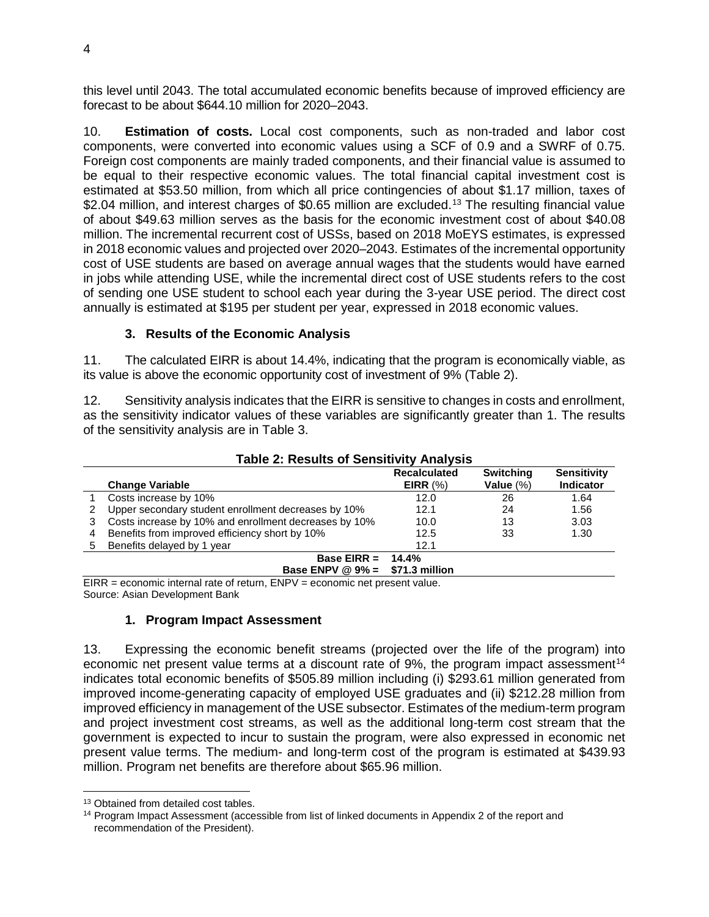this level until 2043. The total accumulated economic benefits because of improved efficiency are forecast to be about $644.10 million for 2020–2043.

10. **Estimation of costs.** Local cost components, such as non-traded and labor cost components, were converted into economic values using a SCF of 0.9 and a SWRF of 0.75. Foreign cost components are mainly traded components, and their financial value is assumed to be equal to their respective economic values. The total financial capital investment cost is estimated at $53.50 million, from which all price contingencies of about $1.17 million, taxes of $2.04 million, and interest charges of $0.65 million are excluded.[13] The resulting financial value of about $49.63 million serves as the basis for the economic investment cost of about $40.08 million. The incremental recurrent cost of USSs, based on 2018 MoEYS estimates, is expressed in 2018 economic values and projected over 2020–2043. Estimates of the incremental opportunity cost of USE students are based on average annual wages that the students would have earned in jobs while attending USE, while the incremental direct cost of USE students refers to the cost of sending one USE student to school each year during the 3-year USE period. The direct cost annually is estimated at $195 per student per year, expressed in 2018 economic values.

### 3. Results of the Economic Analysis

11. The calculated EIRR is about 14.4%, indicating that the program is economically viable, as its value is above the economic opportunity cost of investment of 9% (Table 2).

12. Sensitivity analysis indicates that the EIRR is sensitive to changes in costs and enrollment, as the sensitivity indicator values of these variables are significantly greater than 1. The results of the sensitivity analysis are in Table 3.

**Table 2: Results of Sensitivity Analysis**

| | Change Variable | Recalculated EIRR (%) | Switching Value (%) | Sensitivity Indicator |
|---|---|---|---|---|
| 1 | Costs increase by 10% | 12.0 | 26 | 1.64 |
| 2 | Upper secondary student enrollment decreases by 10% | 12.1 | 24 | 1.56 |
| 3 | Costs increase by 10% and enrollment decreases by 10% | 10.0 | 13 | 3.03 |
| 4 | Benefits from improved efficiency short by 10% | 12.5 | 33 | 1.30 |
| 5 | Benefits delayed by 1 year | 12.1 | | |
| | **Base EIRR =** | **14.4%** | | |
| | **Base ENPV @ 9% =** | **$71.3 million** | | |

EIRR = economic internal rate of return, ENPV = economic net present value.
Source: Asian Development Bank

### 1. Program Impact Assessment

13. Expressing the economic benefit streams (projected over the life of the program) into economic net present value terms at a discount rate of 9%, the program impact assessment[14] indicates total economic benefits of $505.89 million including (i) $293.61 million generated from improved income-generating capacity of employed USE graduates and (ii) $212.28 million from improved efficiency in management of the USE subsector. Estimates of the medium-term program and project investment cost streams, as well as the additional long-term cost stream that the government is expected to incur to sustain the program, were also expressed in economic net present value terms. The medium- and long-term cost of the program is estimated at $439.93 million. Program net benefits are therefore about $65.96 million.

[13] Obtained from detailed cost tables.

[14] Program Impact Assessment (accessible from list of linked documents in Appendix 2 of the report and recommendation of the President).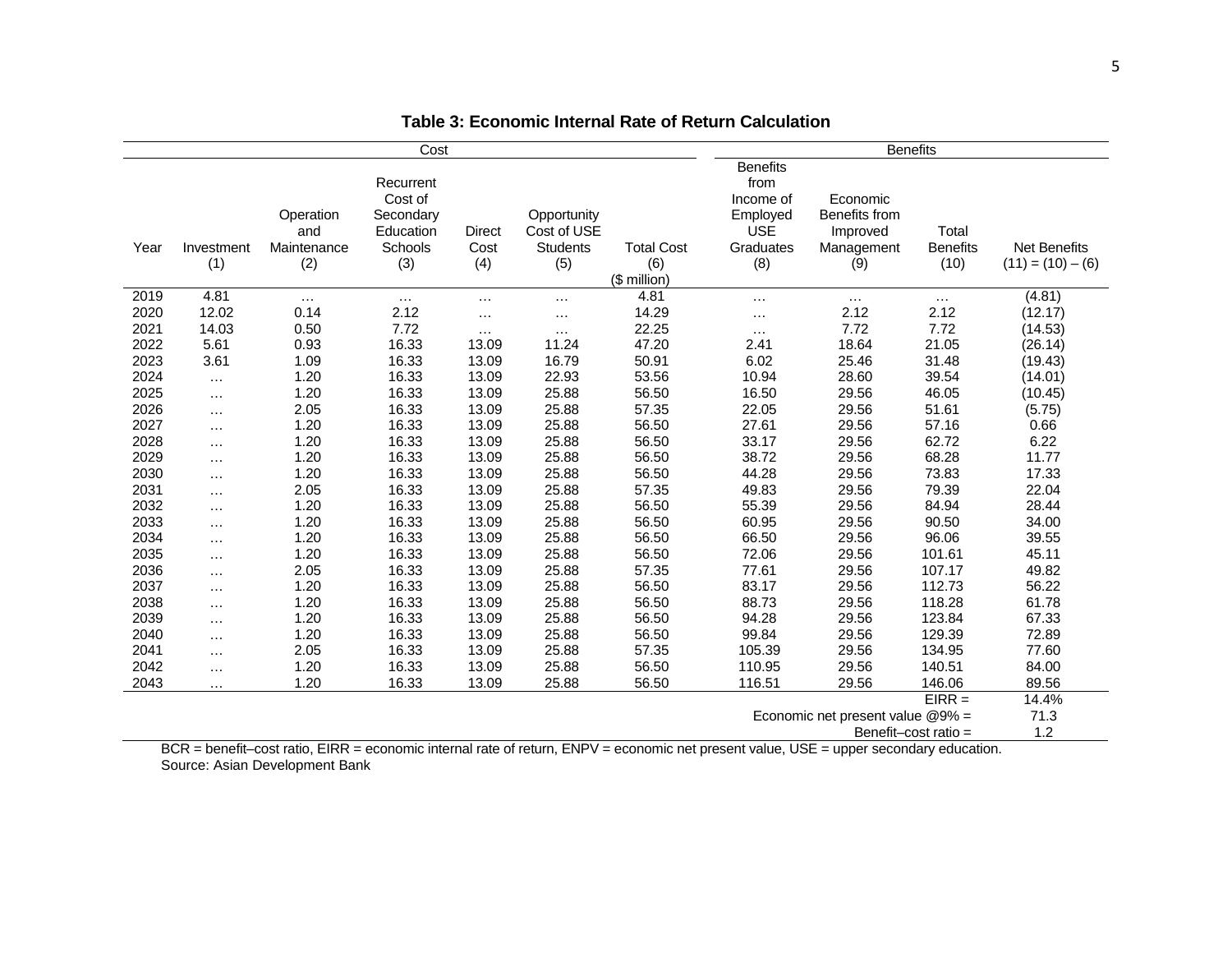**Table 3: Economic Internal Rate of Return Calculation**

| | Cost | | | | | | Benefits | | | |
|---|---|---|---|---|---|---|---|---|---|---|
| Year | Investment (1) | Operation and Maintenance (2) | Recurrent Cost of Secondary Education Schools (3) | Direct Cost (4) | Opportunity Cost of USE Students (5) | Total Cost (6) ($ million) | Benefits from Income of Employed USE Graduates (8) | Economic Benefits from Improved Management (9) | Total Benefits (10) | Net Benefits (11) = (10) – (6) |
| 2019 | 4.81 | … | … | … | … | 4.81 | … | … | … | (4.81) |
| 2020 | 12.02 | 0.14 | 2.12 | … | … | 14.29 | … | 2.12 | 2.12 | (12.17) |
| 2021 | 14.03 | 0.50 | 7.72 | … | … | 22.25 | … | 7.72 | 7.72 | (14.53) |
| 2022 | 5.61 | 0.93 | 16.33 | 13.09 | 11.24 | 47.20 | 2.41 | 18.64 | 21.05 | (26.14) |
| 2023 | 3.61 | 1.09 | 16.33 | 13.09 | 16.79 | 50.91 | 6.02 | 25.46 | 31.48 | (19.43) |
| 2024 | … | 1.20 | 16.33 | 13.09 | 22.93 | 53.56 | 10.94 | 28.60 | 39.54 | (14.01) |
| 2025 | … | 1.20 | 16.33 | 13.09 | 25.88 | 56.50 | 16.50 | 29.56 | 46.05 | (10.45) |
| 2026 | … | 2.05 | 16.33 | 13.09 | 25.88 | 57.35 | 22.05 | 29.56 | 51.61 | (5.75) |
| 2027 | … | 1.20 | 16.33 | 13.09 | 25.88 | 56.50 | 27.61 | 29.56 | 57.16 | 0.66 |
| 2028 | … | 1.20 | 16.33 | 13.09 | 25.88 | 56.50 | 33.17 | 29.56 | 62.72 | 6.22 |
| 2029 | … | 1.20 | 16.33 | 13.09 | 25.88 | 56.50 | 38.72 | 29.56 | 68.28 | 11.77 |
| 2030 | … | 1.20 | 16.33 | 13.09 | 25.88 | 56.50 | 44.28 | 29.56 | 73.83 | 17.33 |
| 2031 | … | 2.05 | 16.33 | 13.09 | 25.88 | 57.35 | 49.83 | 29.56 | 79.39 | 22.04 |
| 2032 | … | 1.20 | 16.33 | 13.09 | 25.88 | 56.50 | 55.39 | 29.56 | 84.94 | 28.44 |
| 2033 | … | 1.20 | 16.33 | 13.09 | 25.88 | 56.50 | 60.95 | 29.56 | 90.50 | 34.00 |
| 2034 | … | 1.20 | 16.33 | 13.09 | 25.88 | 56.50 | 66.50 | 29.56 | 96.06 | 39.55 |
| 2035 | … | 1.20 | 16.33 | 13.09 | 25.88 | 56.50 | 72.06 | 29.56 | 101.61 | 45.11 |
| 2036 | … | 2.05 | 16.33 | 13.09 | 25.88 | 57.35 | 77.61 | 29.56 | 107.17 | 49.82 |
| 2037 | … | 1.20 | 16.33 | 13.09 | 25.88 | 56.50 | 83.17 | 29.56 | 112.73 | 56.22 |
| 2038 | … | 1.20 | 16.33 | 13.09 | 25.88 | 56.50 | 88.73 | 29.56 | 118.28 | 61.78 |
| 2039 | … | 1.20 | 16.33 | 13.09 | 25.88 | 56.50 | 94.28 | 29.56 | 123.84 | 67.33 |
| 2040 | … | 1.20 | 16.33 | 13.09 | 25.88 | 56.50 | 99.84 | 29.56 | 129.39 | 72.89 |
| 2041 | … | 2.05 | 16.33 | 13.09 | 25.88 | 57.35 | 105.39 | 29.56 | 134.95 | 77.60 |
| 2042 | … | 1.20 | 16.33 | 13.09 | 25.88 | 56.50 | 110.95 | 29.56 | 140.51 | 84.00 |
| 2043 | … | 1.20 | 16.33 | 13.09 | 25.88 | 56.50 | 116.51 | 29.56 | 146.06 | 89.56 |
| | | | | | | | | | EIRR = | 14.4% |
| | | | | | | | | Economic net present value @9% = | | 71.3 |
| | | | | | | | | Benefit–cost ratio = | | 1.2 |

BCR = benefit–cost ratio, EIRR = economic internal rate of return, ENPV = economic net present value, USE = upper secondary education.
Source: Asian Development Bank